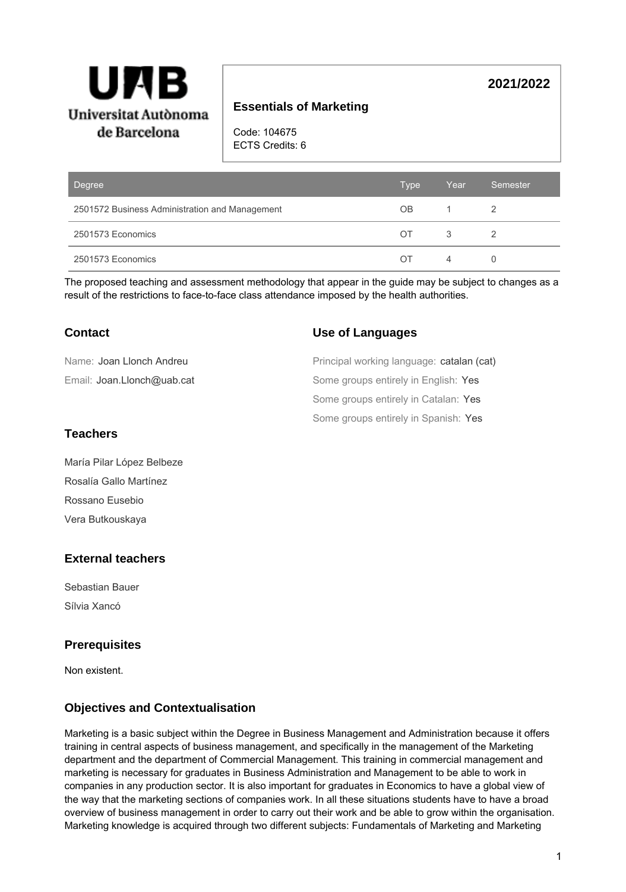**Universitat Autònoma de Barcelona**

## Essentials of Marketing

**2021/2022**

Code: 104675
ECTS Credits: 6

| Degree | Type | Year | Semester |
|---|---|---|---|
| 2501572 Business Administration and Management | OB | 1 | 2 |
| 2501573 Economics | OT | 3 | 2 |
| 2501573 Economics | OT | 4 | 0 |

The proposed teaching and assessment methodology that appear in the guide may be subject to changes as a result of the restrictions to face-to-face class attendance imposed by the health authorities.

### Contact

Name: Joan Llonch Andreu

Email: Joan.Llonch@uab.cat

### Use of Languages

Principal working language: catalan (cat)

Some groups entirely in English: Yes

Some groups entirely in Catalan: Yes

Some groups entirely in Spanish: Yes

### Teachers

María Pilar López Belbeze

Rosalía Gallo Martínez

Rossano Eusebio

Vera Butkouskaya

### External teachers

Sebastian Bauer

Sílvia Xancó

### Prerequisites

Non existent.

### Objectives and Contextualisation

Marketing is a basic subject within the Degree in Business Management and Administration because it offers training in central aspects of business management, and specifically in the management of the Marketing department and the department of Commercial Management. This training in commercial management and marketing is necessary for graduates in Business Administration and Management to be able to work in companies in any production sector. It is also important for graduates in Economics to have a global view of the way that the marketing sections of companies work. In all these situations students have to have a broad overview of business management in order to carry out their work and be able to grow within the organisation. Marketing knowledge is acquired through two different subjects: Fundamentals of Marketing and Marketing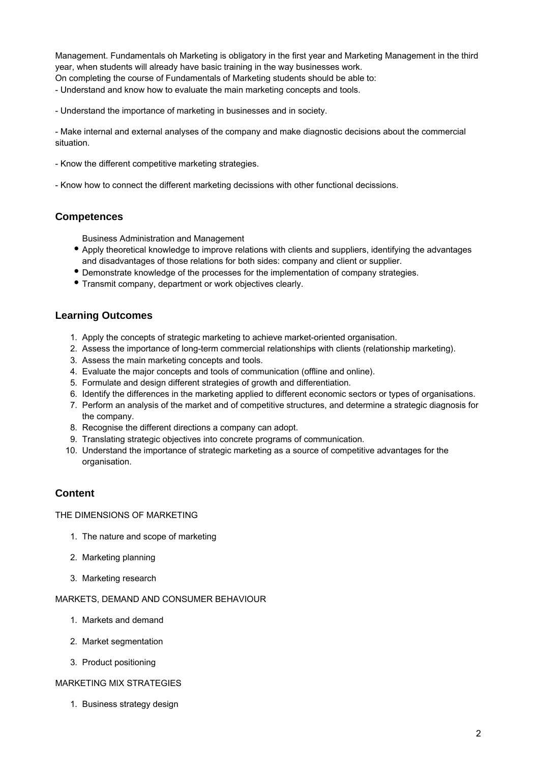Management. Fundamentals oh Marketing is obligatory in the first year and Marketing Management in the third year, when students will already have basic training in the way businesses work.
On completing the course of Fundamentals of Marketing students should be able to:
- Understand and know how to evaluate the main marketing concepts and tools.

- Understand the importance of marketing in businesses and in society.

- Make internal and external analyses of the company and make diagnostic decisions about the commercial situation.

- Know the different competitive marketing strategies.

- Know how to connect the different marketing decissions with other functional decissions.

## Competences

Business Administration and Management

- Apply theoretical knowledge to improve relations with clients and suppliers, identifying the advantages and disadvantages of those relations for both sides: company and client or supplier.
- Demonstrate knowledge of the processes for the implementation of company strategies.
- Transmit company, department or work objectives clearly.

## Learning Outcomes

1. Apply the concepts of strategic marketing to achieve market-oriented organisation.
2. Assess the importance of long-term commercial relationships with clients (relationship marketing).
3. Assess the main marketing concepts and tools.
4. Evaluate the major concepts and tools of communication (offline and online).
5. Formulate and design different strategies of growth and differentiation.
6. Identify the differences in the marketing applied to different economic sectors or types of organisations.
7. Perform an analysis of the market and of competitive structures, and determine a strategic diagnosis for the company.
8. Recognise the different directions a company can adopt.
9. Translating strategic objectives into concrete programs of communication.
10. Understand the importance of strategic marketing as a source of competitive advantages for the organisation.

## Content

THE DIMENSIONS OF MARKETING

1. The nature and scope of marketing
2. Marketing planning
3. Marketing research

MARKETS, DEMAND AND CONSUMER BEHAVIOUR

1. Markets and demand
2. Market segmentation
3. Product positioning

MARKETING MIX STRATEGIES

1. Business strategy design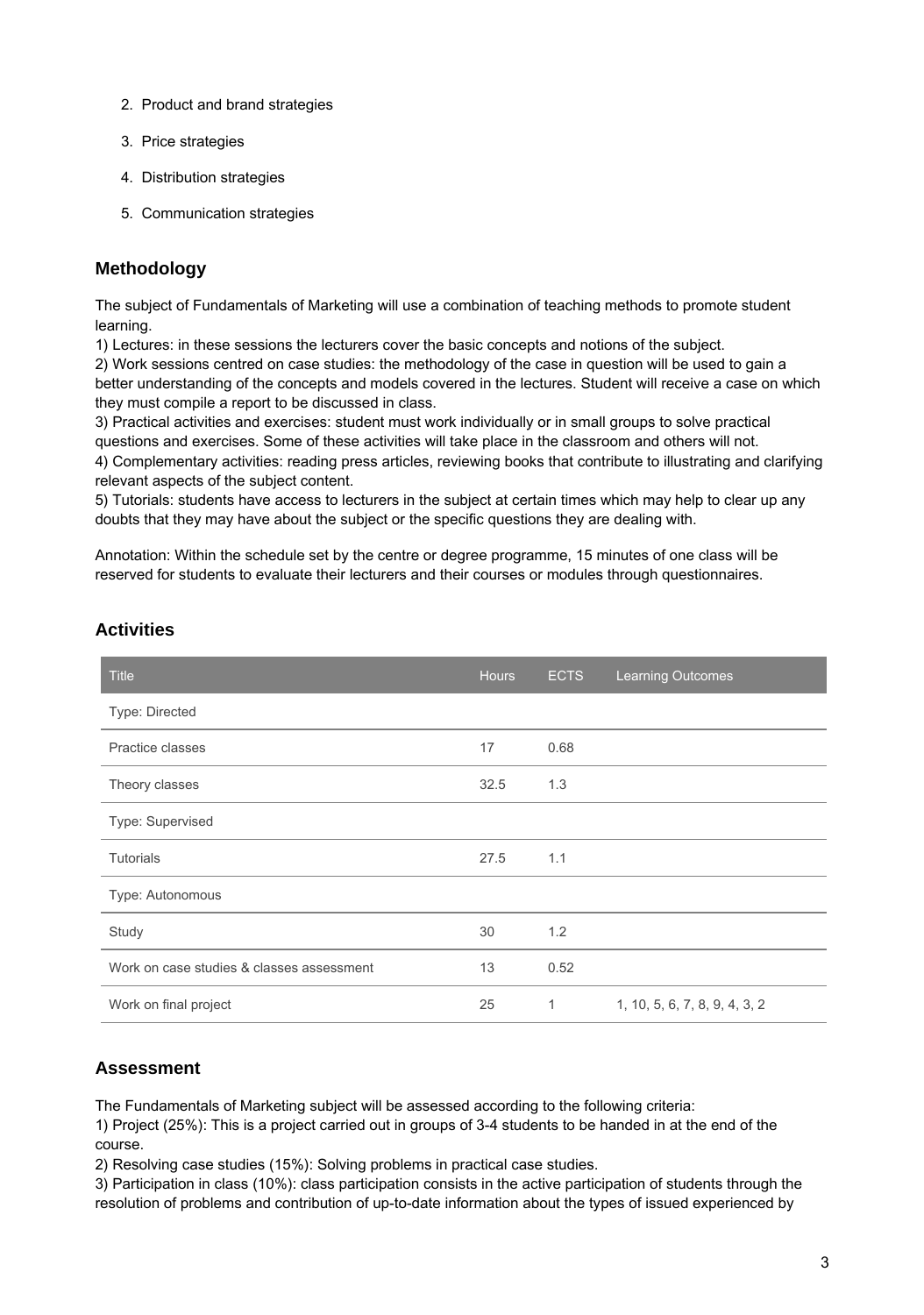2. Product and brand strategies
3. Price strategies
4. Distribution strategies
5. Communication strategies

## Methodology

The subject of Fundamentals of Marketing will use a combination of teaching methods to promote student learning.
1) Lectures: in these sessions the lecturers cover the basic concepts and notions of the subject.
2) Work sessions centred on case studies: the methodology of the case in question will be used to gain a better understanding of the concepts and models covered in the lectures. Student will receive a case on which they must compile a report to be discussed in class.
3) Practical activities and exercises: student must work individually or in small groups to solve practical questions and exercises. Some of these activities will take place in the classroom and others will not.
4) Complementary activities: reading press articles, reviewing books that contribute to illustrating and clarifying relevant aspects of the subject content.
5) Tutorials: students have access to lecturers in the subject at certain times which may help to clear up any doubts that they may have about the subject or the specific questions they are dealing with.

Annotation: Within the schedule set by the centre or degree programme, 15 minutes of one class will be reserved for students to evaluate their lecturers and their courses or modules through questionnaires.

## Activities

| Title | Hours | ECTS | Learning Outcomes |
|---|---|---|---|
| Type: Directed | | | |
| Practice classes | 17 | 0.68 | |
| Theory classes | 32.5 | 1.3 | |
| Type: Supervised | | | |
| Tutorials | 27.5 | 1.1 | |
| Type: Autonomous | | | |
| Study | 30 | 1.2 | |
| Work on case studies & classes assessment | 13 | 0.52 | |
| Work on final project | 25 | 1 | 1, 10, 5, 6, 7, 8, 9, 4, 3, 2 |

## Assessment

The Fundamentals of Marketing subject will be assessed according to the following criteria:
1) Project (25%): This is a project carried out in groups of 3-4 students to be handed in at the end of the course.
2) Resolving case studies (15%): Solving problems in practical case studies.
3) Participation in class (10%): class participation consists in the active participation of students through the resolution of problems and contribution of up-to-date information about the types of issued experienced by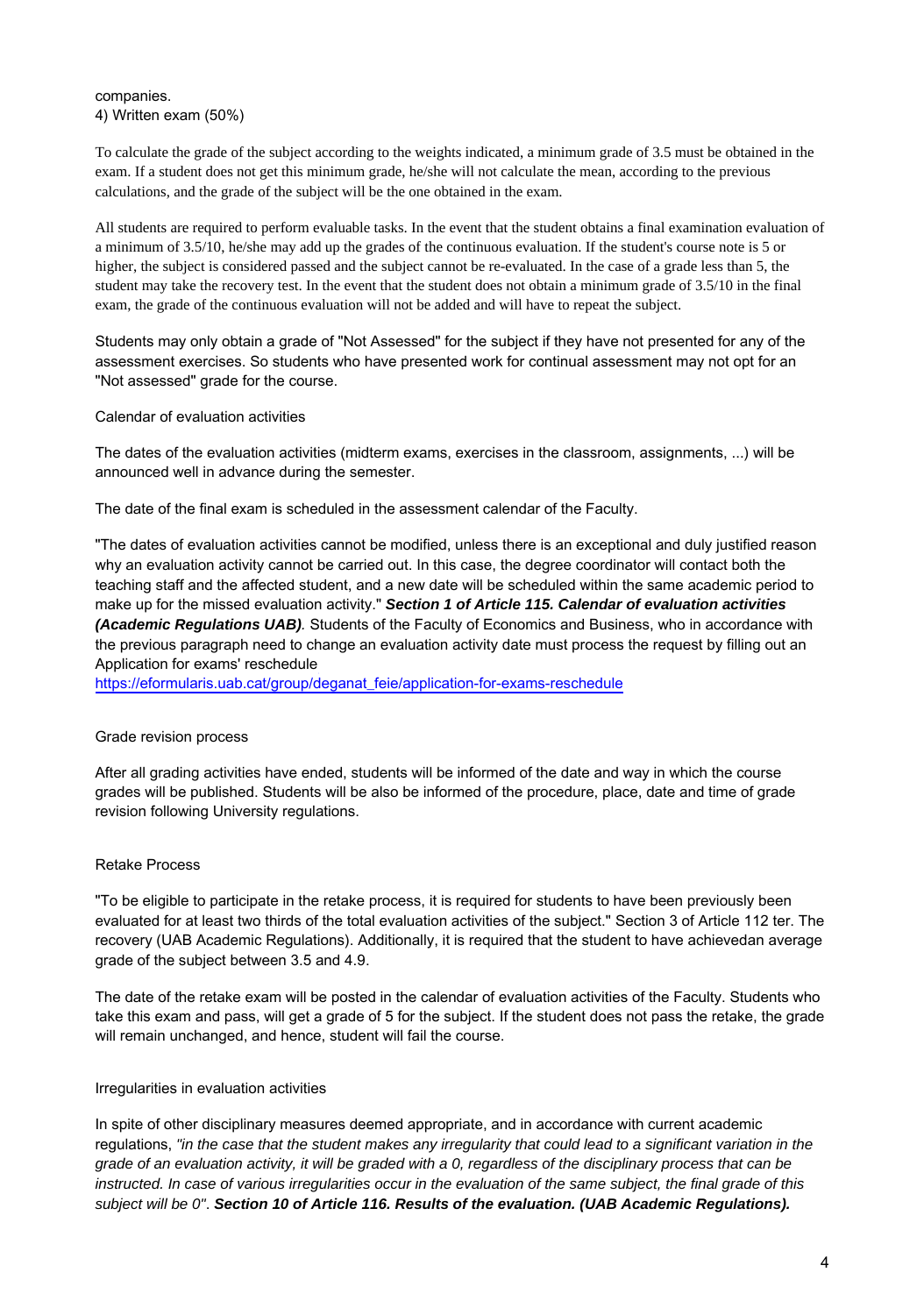companies.
4) Written exam (50%)

To calculate the grade of the subject according to the weights indicated, a minimum grade of 3.5 must be obtained in the exam. If a student does not get this minimum grade, he/she will not calculate the mean, according to the previous calculations, and the grade of the subject will be the one obtained in the exam.

All students are required to perform evaluable tasks. In the event that the student obtains a final examination evaluation of a minimum of 3.5/10, he/she may add up the grades of the continuous evaluation. If the student's course note is 5 or higher, the subject is considered passed and the subject cannot be re-evaluated. In the case of a grade less than 5, the student may take the recovery test. In the event that the student does not obtain a minimum grade of 3.5/10 in the final exam, the grade of the continuous evaluation will not be added and will have to repeat the subject.

Students may only obtain a grade of "Not Assessed" for the subject if they have not presented for any of the assessment exercises. So students who have presented work for continual assessment may not opt for an "Not assessed" grade for the course.

Calendar of evaluation activities

The dates of the evaluation activities (midterm exams, exercises in the classroom, assignments, ...) will be announced well in advance during the semester.

The date of the final exam is scheduled in the assessment calendar of the Faculty.

"The dates of evaluation activities cannot be modified, unless there is an exceptional and duly justified reason why an evaluation activity cannot be carried out. In this case, the degree coordinator will contact both the teaching staff and the affected student, and a new date will be scheduled within the same academic period to make up for the missed evaluation activity." ***Section 1 of Article 115. Calendar of evaluation activities (Academic Regulations UAB)***. Students of the Faculty of Economics and Business, who in accordance with the previous paragraph need to change an evaluation activity date must process the request by filling out an Application for exams' reschedule
https://eformularis.uab.cat/group/deganat_feie/application-for-exams-reschedule

Grade revision process

After all grading activities have ended, students will be informed of the date and way in which the course grades will be published. Students will be also be informed of the procedure, place, date and time of grade revision following University regulations.

Retake Process

"To be eligible to participate in the retake process, it is required for students to have been previously been evaluated for at least two thirds of the total evaluation activities of the subject." Section 3 of Article 112 ter. The recovery (UAB Academic Regulations). Additionally, it is required that the student to have achievedan average grade of the subject between 3.5 and 4.9.

The date of the retake exam will be posted in the calendar of evaluation activities of the Faculty. Students who take this exam and pass, will get a grade of 5 for the subject. If the student does not pass the retake, the grade will remain unchanged, and hence, student will fail the course.

Irregularities in evaluation activities

In spite of other disciplinary measures deemed appropriate, and in accordance with current academic regulations, *"in the case that the student makes any irregularity that could lead to a significant variation in the grade of an evaluation activity, it will be graded with a 0, regardless of the disciplinary process that can be instructed. In case of various irregularities occur in the evaluation of the same subject, the final grade of this subject will be 0"*. ***Section 10 of Article 116. Results of the evaluation. (UAB Academic Regulations).***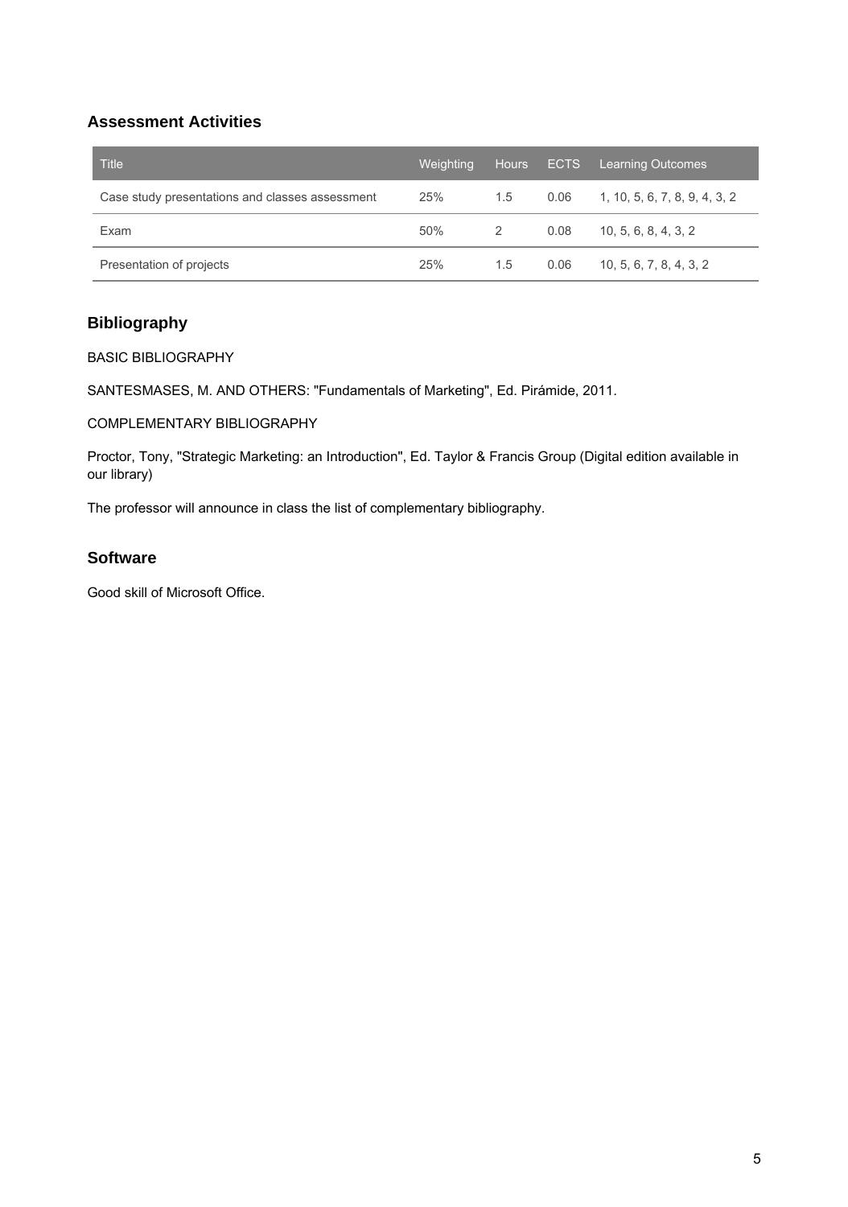## Assessment Activities

| Title | Weighting | Hours | ECTS | Learning Outcomes |
| --- | --- | --- | --- | --- |
| Case study presentations and classes assessment | 25% | 1.5 | 0.06 | 1, 10, 5, 6, 7, 8, 9, 4, 3, 2 |
| Exam | 50% | 2 | 0.08 | 10, 5, 6, 8, 4, 3, 2 |
| Presentation of projects | 25% | 1.5 | 0.06 | 10, 5, 6, 7, 8, 4, 3, 2 |

## Bibliography

BASIC BIBLIOGRAPHY

SANTESMASES, M. AND OTHERS: "Fundamentals of Marketing", Ed. Pirámide, 2011.

COMPLEMENTARY BIBLIOGRAPHY

Proctor, Tony, "Strategic Marketing: an Introduction", Ed. Taylor & Francis Group (Digital edition available in our library)

The professor will announce in class the list of complementary bibliography.

## Software

Good skill of Microsoft Office.